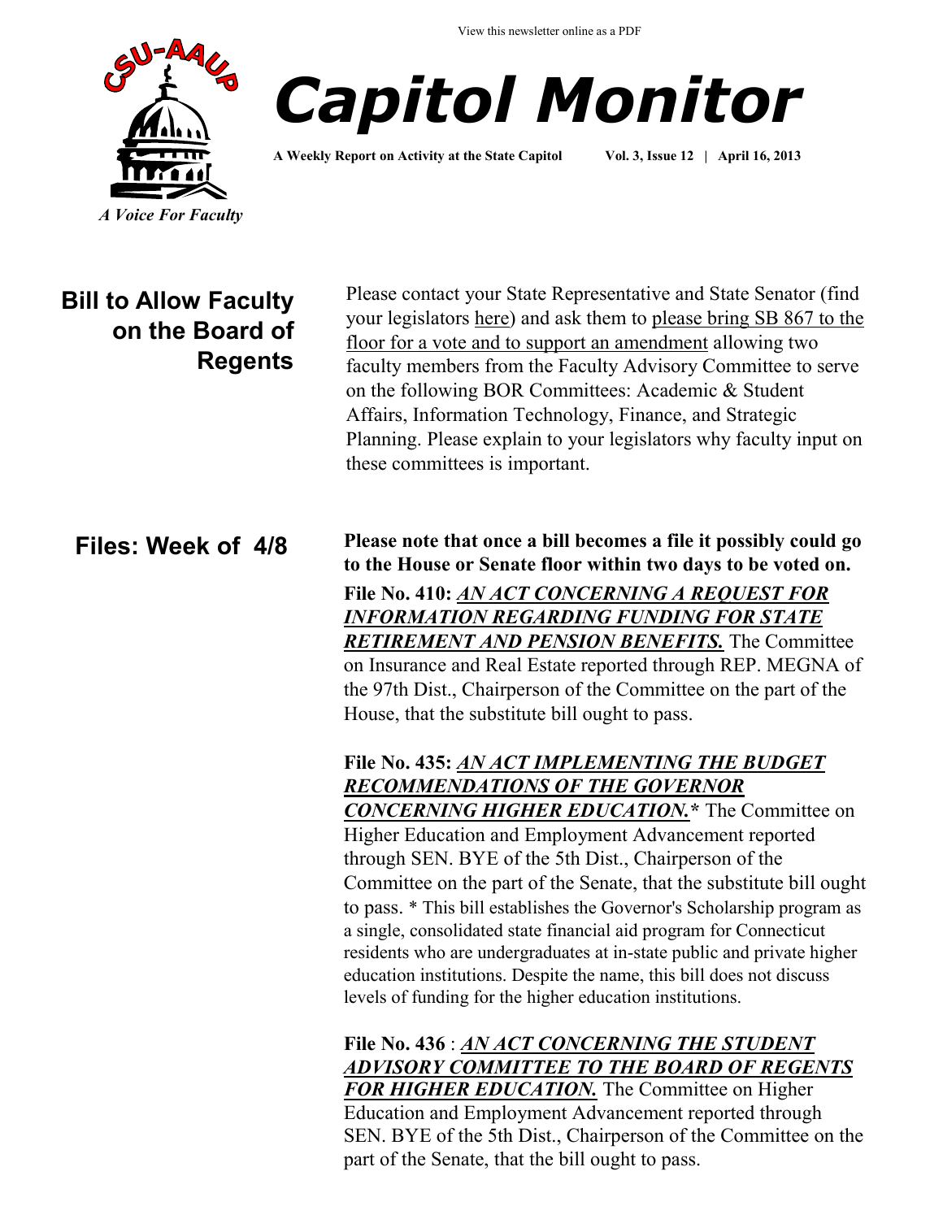View this newsletter online as a PDF

# Capitol Monitor

**A Weekly Report on Activity at the State Capitol Vol. 3, Issue 12 | April 16, 2013**

*A Voice For Faculty*

## Bill to Allow Faculty on the Board of Regents

Please contact your State Representative and State Senator (find your legislators here) and ask them to please bring SB 867 to the floor for a vote and to support an amendment allowing two faculty members from the Faculty Advisory Committee to serve on the following BOR Committees: Academic & Student Affairs, Information Technology, Finance, and Strategic Planning. Please explain to your legislators why faculty input on these committees is important.

## Files: Week of 4/8

**Please note that once a bill becomes a file it possibly could go to the House or Senate floor within two days to be voted on.**

**File No. 410: *AN ACT CONCERNING A REQUEST FOR INFORMATION REGARDING FUNDING FOR STATE RETIREMENT AND PENSION BENEFITS.*** The Committee on Insurance and Real Estate reported through REP. MEGNA of the 97th Dist., Chairperson of the Committee on the part of the House, that the substitute bill ought to pass.

**File No. 435: *AN ACT IMPLEMENTING THE BUDGET RECOMMENDATIONS OF THE GOVERNOR CONCERNING HIGHER EDUCATION.**** The Committee on Higher Education and Employment Advancement reported through SEN. BYE of the 5th Dist., Chairperson of the Committee on the part of the Senate, that the substitute bill ought to pass. * This bill establishes the Governor's Scholarship program as a single, consolidated state financial aid program for Connecticut residents who are undergraduates at in-state public and private higher education institutions. Despite the name, this bill does not discuss levels of funding for the higher education institutions.

**File No. 436** : ***AN ACT CONCERNING THE STUDENT ADVISORY COMMITTEE TO THE BOARD OF REGENTS FOR HIGHER EDUCATION.*** The Committee on Higher Education and Employment Advancement reported through SEN. BYE of the 5th Dist., Chairperson of the Committee on the part of the Senate, that the bill ought to pass.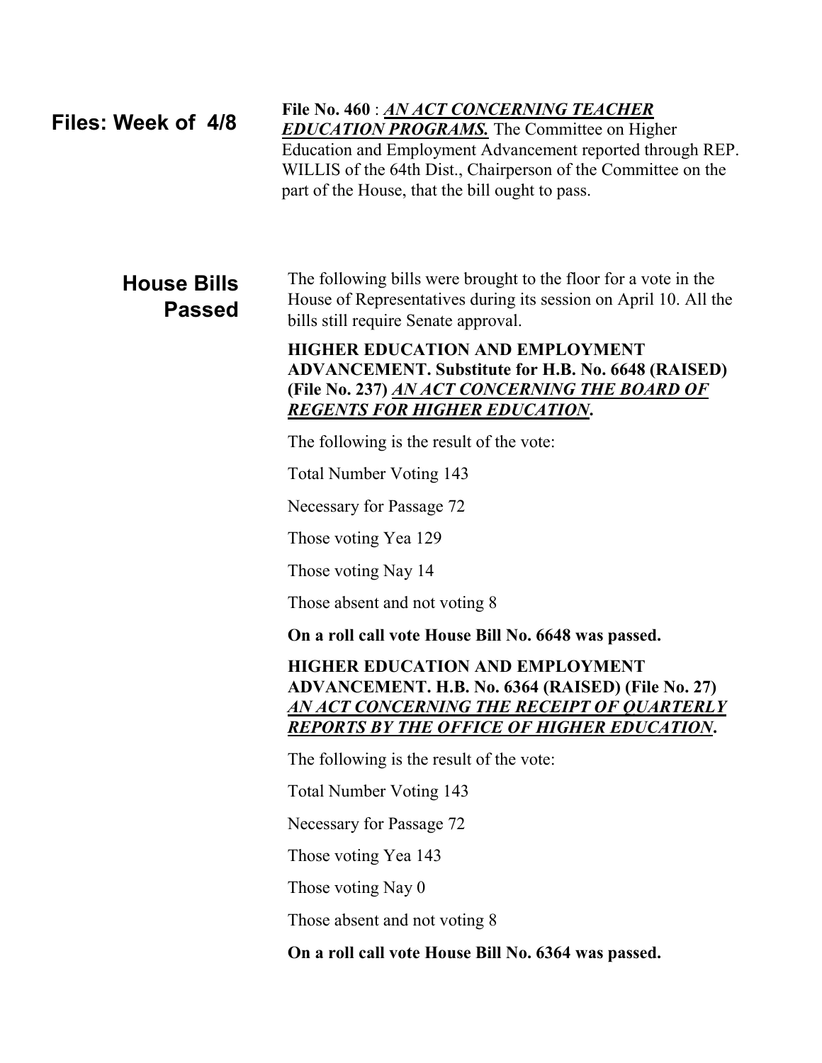## Files: Week of 4/8

**File No. 460** : ***AN ACT CONCERNING TEACHER EDUCATION PROGRAMS.*** The Committee on Higher Education and Employment Advancement reported through REP. WILLIS of the 64th Dist., Chairperson of the Committee on the part of the House, that the bill ought to pass.

## House Bills Passed

The following bills were brought to the floor for a vote in the House of Representatives during its session on April 10. All the bills still require Senate approval.

**HIGHER EDUCATION AND EMPLOYMENT ADVANCEMENT. Substitute for H.B. No. 6648 (RAISED) (File No. 237) *AN ACT CONCERNING THE BOARD OF REGENTS FOR HIGHER EDUCATION*.**

The following is the result of the vote:

Total Number Voting 143

Necessary for Passage 72

Those voting Yea 129

Those voting Nay 14

Those absent and not voting 8

**On a roll call vote House Bill No. 6648 was passed.**

**HIGHER EDUCATION AND EMPLOYMENT ADVANCEMENT. H.B. No. 6364 (RAISED) (File No. 27) *AN ACT CONCERNING THE RECEIPT OF QUARTERLY REPORTS BY THE OFFICE OF HIGHER EDUCATION*.**

The following is the result of the vote:

Total Number Voting 143

Necessary for Passage 72

Those voting Yea 143

Those voting Nay 0

Those absent and not voting 8

**On a roll call vote House Bill No. 6364 was passed.**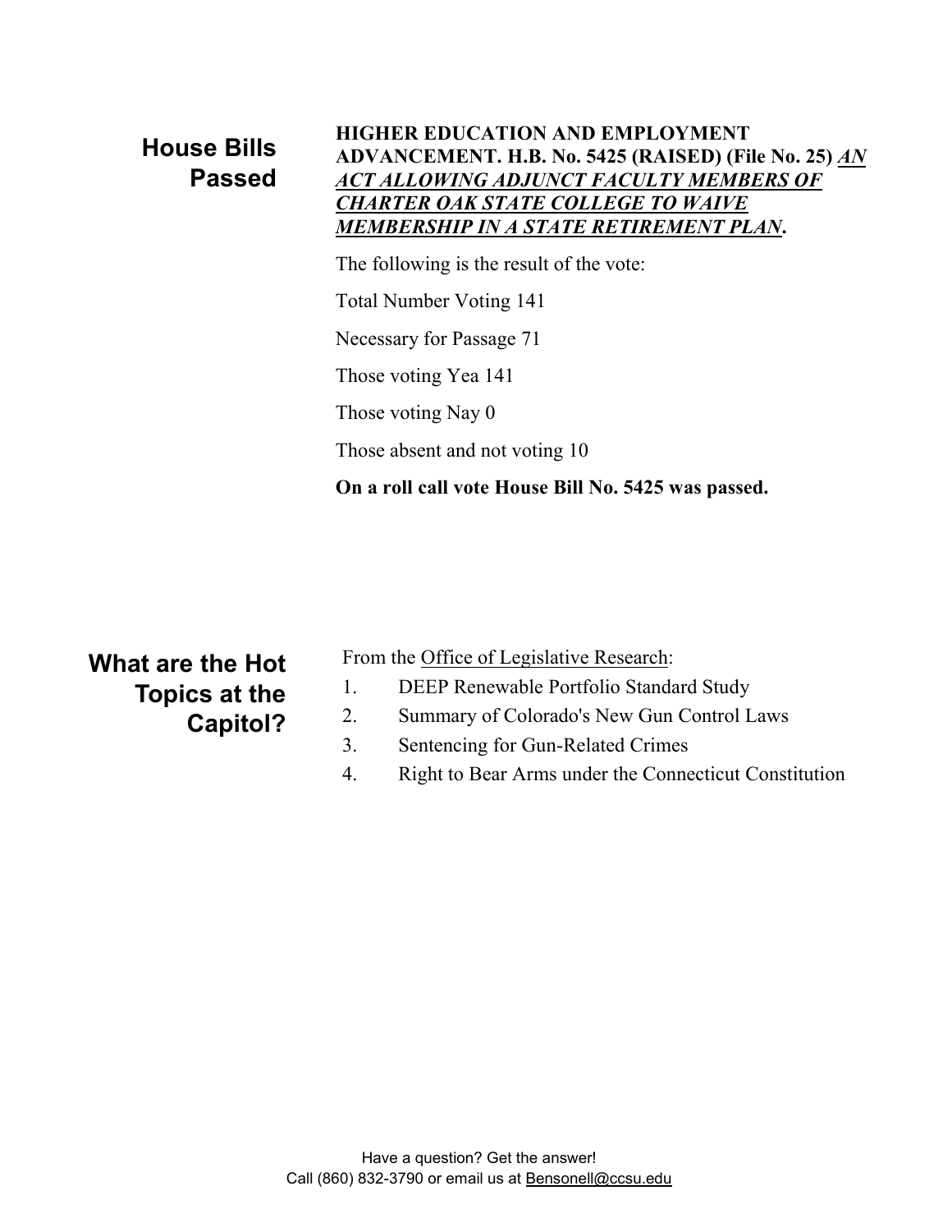## House Bills Passed

**HIGHER EDUCATION AND EMPLOYMENT ADVANCEMENT. H.B. No. 5425 (RAISED) (File No. 25)** ***AN ACT ALLOWING ADJUNCT FACULTY MEMBERS OF CHARTER OAK STATE COLLEGE TO WAIVE MEMBERSHIP IN A STATE RETIREMENT PLAN*****.**

The following is the result of the vote:

Total Number Voting 141

Necessary for Passage 71

Those voting Yea 141

Those voting Nay 0

Those absent and not voting 10

**On a roll call vote House Bill No. 5425 was passed.**

## What are the Hot Topics at the Capitol?

From the Office of Legislative Research:

1. DEEP Renewable Portfolio Standard Study
2. Summary of Colorado's New Gun Control Laws
3. Sentencing for Gun-Related Crimes
4. Right to Bear Arms under the Connecticut Constitution

Have a question? Get the answer!
Call (860) 832-3790 or email us at Bensonell@ccsu.edu